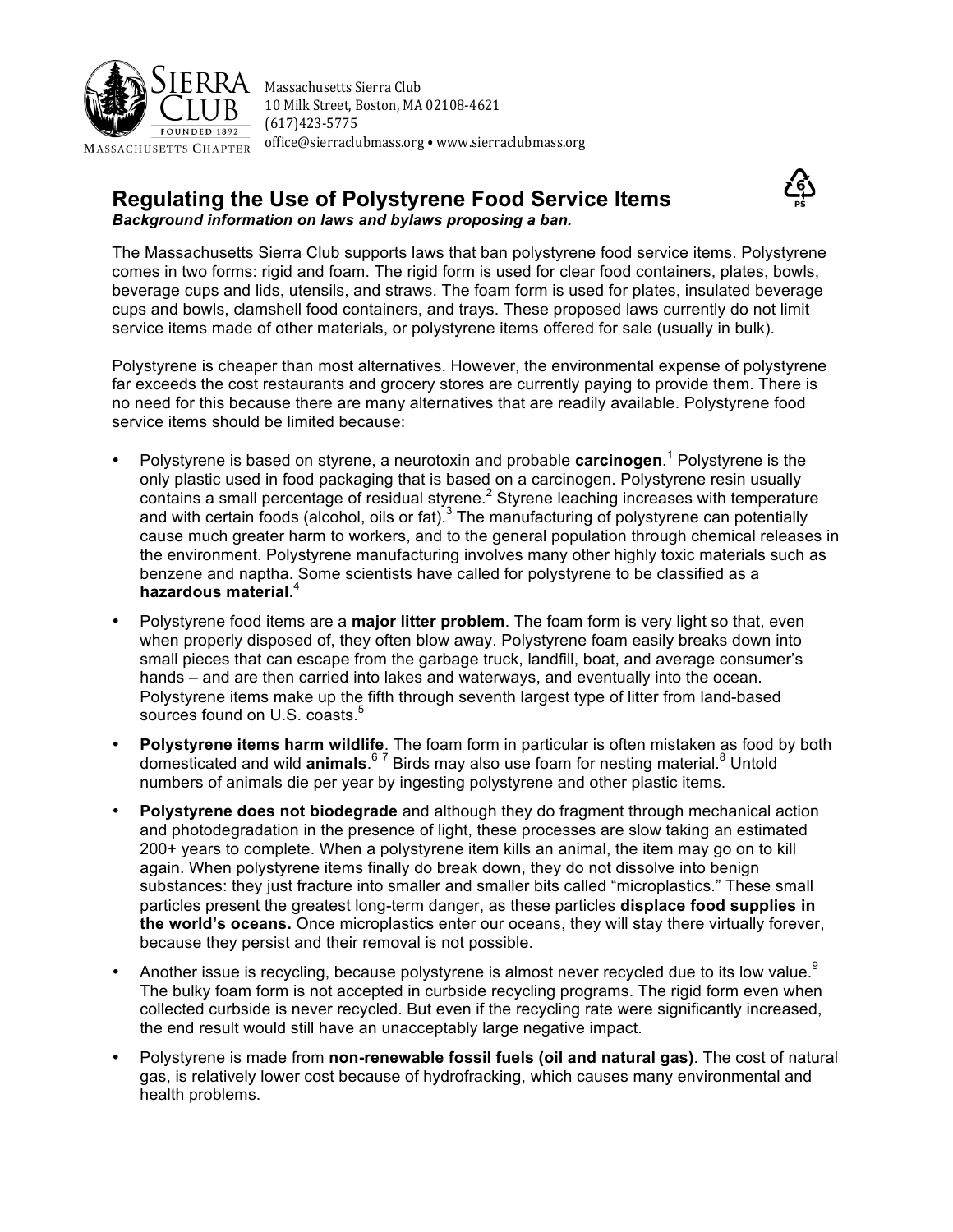Massachusetts Sierra Club
10 Milk Street, Boston, MA 02108-4621
(617)423-5775
office@sierraclubmass.org • www.sierraclubmass.org

# Regulating the Use of Polystyrene Food Service Items

***Background information on laws and bylaws proposing a ban.***

The Massachusetts Sierra Club supports laws that ban polystyrene food service items. Polystyrene comes in two forms: rigid and foam. The rigid form is used for clear food containers, plates, bowls, beverage cups and lids, utensils, and straws. The foam form is used for plates, insulated beverage cups and bowls, clamshell food containers, and trays. These proposed laws currently do not limit service items made of other materials, or polystyrene items offered for sale (usually in bulk).

Polystyrene is cheaper than most alternatives. However, the environmental expense of polystyrene far exceeds the cost restaurants and grocery stores are currently paying to provide them. There is no need for this because there are many alternatives that are readily available. Polystyrene food service items should be limited because:

- Polystyrene is based on styrene, a neurotoxin and probable **carcinogen**.[1] Polystyrene is the only plastic used in food packaging that is based on a carcinogen. Polystyrene resin usually contains a small percentage of residual styrene.[2] Styrene leaching increases with temperature and with certain foods (alcohol, oils or fat).[3] The manufacturing of polystyrene can potentially cause much greater harm to workers, and to the general population through chemical releases in the environment. Polystyrene manufacturing involves many other highly toxic materials such as benzene and naptha. Some scientists have called for polystyrene to be classified as a **hazardous material**.[4]
- Polystyrene food items are a **major litter problem**. The foam form is very light so that, even when properly disposed of, they often blow away. Polystyrene foam easily breaks down into small pieces that can escape from the garbage truck, landfill, boat, and average consumer's hands – and are then carried into lakes and waterways, and eventually into the ocean. Polystyrene items make up the fifth through seventh largest type of litter from land-based sources found on U.S. coasts.[5]
- **Polystyrene items harm wildlife**. The foam form in particular is often mistaken as food by both domesticated and wild **animals**.[6,7] Birds may also use foam for nesting material.[8] Untold numbers of animals die per year by ingesting polystyrene and other plastic items.
- **Polystyrene does not biodegrade** and although they do fragment through mechanical action and photodegradation in the presence of light, these processes are slow taking an estimated 200+ years to complete. When a polystyrene item kills an animal, the item may go on to kill again. When polystyrene items finally do break down, they do not dissolve into benign substances: they just fracture into smaller and smaller bits called "microplastics." These small particles present the greatest long-term danger, as these particles **displace food supplies in the world's oceans.** Once microplastics enter our oceans, they will stay there virtually forever, because they persist and their removal is not possible.
- Another issue is recycling, because polystyrene is almost never recycled due to its low value.[9] The bulky foam form is not accepted in curbside recycling programs. The rigid form even when collected curbside is never recycled. But even if the recycling rate were significantly increased, the end result would still have an unacceptably large negative impact.
- Polystyrene is made from **non-renewable fossil fuels (oil and natural gas)**. The cost of natural gas, is relatively lower cost because of hydrofracking, which causes many environmental and health problems.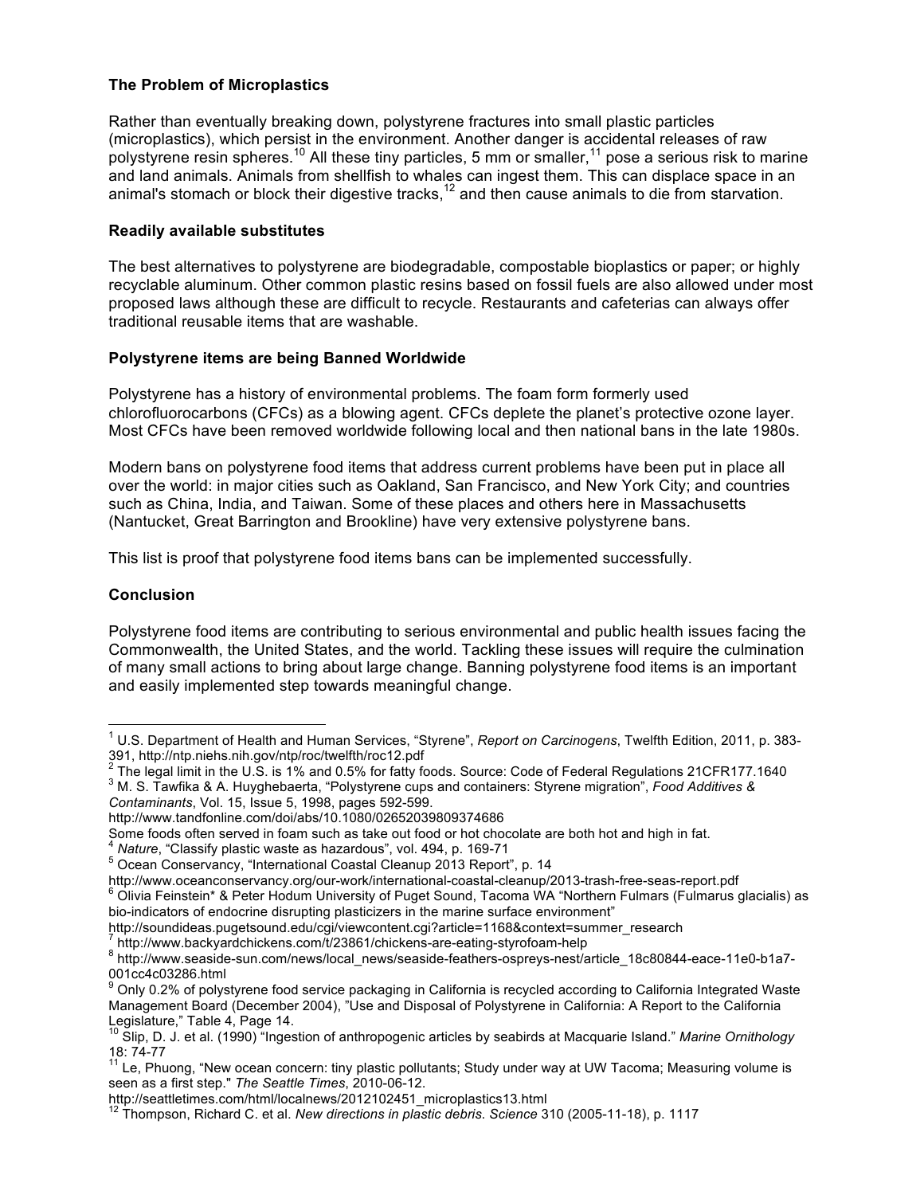**The Problem of Microplastics**

Rather than eventually breaking down, polystyrene fractures into small plastic particles (microplastics), which persist in the environment. Another danger is accidental releases of raw polystyrene resin spheres.[10] All these tiny particles, 5 mm or smaller,[11] pose a serious risk to marine and land animals. Animals from shellfish to whales can ingest them. This can displace space in an animal's stomach or block their digestive tracks,[12] and then cause animals to die from starvation.

**Readily available substitutes**

The best alternatives to polystyrene are biodegradable, compostable bioplastics or paper; or highly recyclable aluminum. Other common plastic resins based on fossil fuels are also allowed under most proposed laws although these are difficult to recycle. Restaurants and cafeterias can always offer traditional reusable items that are washable.

**Polystyrene items are being Banned Worldwide**

Polystyrene has a history of environmental problems. The foam form formerly used chlorofluorocarbons (CFCs) as a blowing agent. CFCs deplete the planet's protective ozone layer. Most CFCs have been removed worldwide following local and then national bans in the late 1980s.

Modern bans on polystyrene food items that address current problems have been put in place all over the world: in major cities such as Oakland, San Francisco, and New York City; and countries such as China, India, and Taiwan. Some of these places and others here in Massachusetts (Nantucket, Great Barrington and Brookline) have very extensive polystyrene bans.

This list is proof that polystyrene food items bans can be implemented successfully.

**Conclusion**

Polystyrene food items are contributing to serious environmental and public health issues facing the Commonwealth, the United States, and the world. Tackling these issues will require the culmination of many small actions to bring about large change. Banning polystyrene food items is an important and easily implemented step towards meaningful change.

---

[1] U.S. Department of Health and Human Services, "Styrene", *Report on Carcinogens*, Twelfth Edition, 2011, p. 383-391, http://ntp.niehs.nih.gov/ntp/roc/twelfth/roc12.pdf

[2] The legal limit in the U.S. is 1% and 0.5% for fatty foods. Source: Code of Federal Regulations 21CFR177.1640

[3] M. S. Tawfika & A. Huyghebaerta, "Polystyrene cups and containers: Styrene migration", *Food Additives & Contaminants*, Vol. 15, Issue 5, 1998, pages 592-599. http://www.tandfonline.com/doi/abs/10.1080/02652039809374686
Some foods often served in foam such as take out food or hot chocolate are both hot and high in fat.

[4] *Nature*, "Classify plastic waste as hazardous", vol. 494, p. 169-71

[5] Ocean Conservancy, "International Coastal Cleanup 2013 Report", p. 14 http://www.oceanconservancy.org/our-work/international-coastal-cleanup/2013-trash-free-seas-report.pdf

[6] Olivia Feinstein* & Peter Hodum University of Puget Sound, Tacoma WA "Northern Fulmars (Fulmarus glacialis) as bio-indicators of endocrine disrupting plasticizers in the marine surface environment" http://soundideas.pugetsound.edu/cgi/viewcontent.cgi?article=1168&context=summer_research

[7] http://www.backyardchickens.com/t/23861/chickens-are-eating-styrofoam-help

[8] http://www.seaside-sun.com/news/local_news/seaside-feathers-ospreys-nest/article_18c80844-eace-11e0-b1a7-001cc4c03286.html

[9] Only 0.2% of polystyrene food service packaging in California is recycled according to California Integrated Waste Management Board (December 2004), "Use and Disposal of Polystyrene in California: A Report to the California Legislature," Table 4, Page 14.

[10] Slip, D. J. et al. (1990) "Ingestion of anthropogenic articles by seabirds at Macquarie Island." *Marine Ornithology* 18: 74-77

[11] Le, Phuong, "New ocean concern: tiny plastic pollutants; Study under way at UW Tacoma; Measuring volume is seen as a first step." *The Seattle Times*, 2010-06-12. http://seattletimes.com/html/localnews/2012102451_microplastics13.html

[12] Thompson, Richard C. et al. *New directions in plastic debris. Science* 310 (2005-11-18), p. 1117